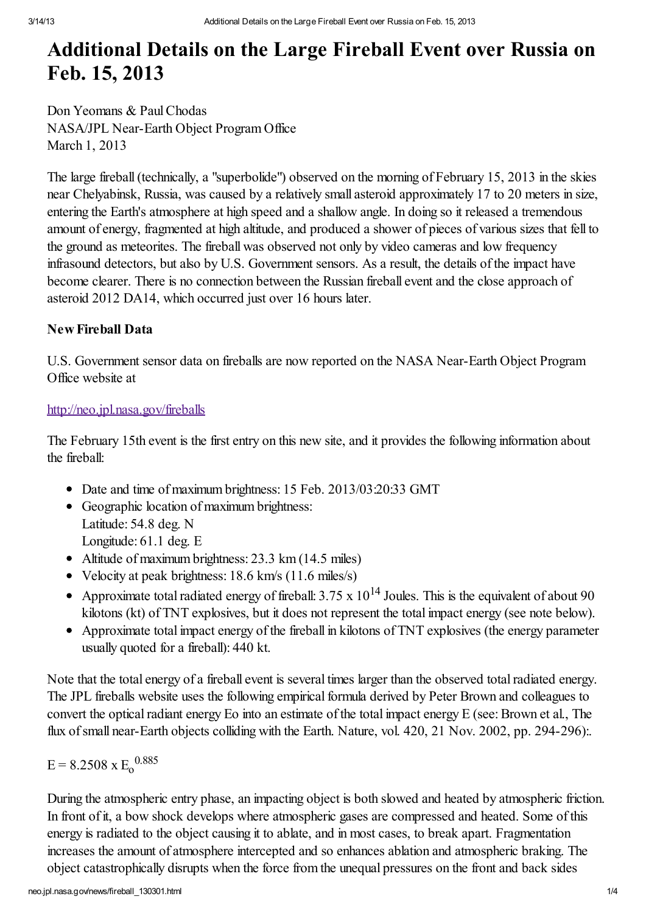# Additional Details on the Large Fireball Event over Russia on Feb. 15, 2013

Don Yeomans & Paul Chodas
NASA/JPL Near-Earth Object Program Office
March 1, 2013

The large fireball (technically, a "superbolide") observed on the morning of February 15, 2013 in the skies near Chelyabinsk, Russia, was caused by a relatively small asteroid approximately 17 to 20 meters in size, entering the Earth's atmosphere at high speed and a shallow angle. In doing so it released a tremendous amount of energy, fragmented at high altitude, and produced a shower of pieces of various sizes that fell to the ground as meteorites. The fireball was observed not only by video cameras and low frequency infrasound detectors, but also by U.S. Government sensors. As a result, the details of the impact have become clearer. There is no connection between the Russian fireball event and the close approach of asteroid 2012 DA14, which occurred just over 16 hours later.

**New Fireball Data**

U.S. Government sensor data on fireballs are now reported on the NASA Near-Earth Object Program Office website at

http://neo.jpl.nasa.gov/fireballs

The February 15th event is the first entry on this new site, and it provides the following information about the fireball:

- Date and time of maximum brightness: 15 Feb. 2013/03:20:33 GMT
- Geographic location of maximum brightness:
  Latitude: 54.8 deg. N
  Longitude: 61.1 deg. E
- Altitude of maximum brightness: 23.3 km (14.5 miles)
- Velocity at peak brightness: 18.6 km/s (11.6 miles/s)
- Approximate total radiated energy of fireball: $3.75 \times 10^{14}$ Joules. This is the equivalent of about 90 kilotons (kt) of TNT explosives, but it does not represent the total impact energy (see note below).
- Approximate total impact energy of the fireball in kilotons of TNT explosives (the energy parameter usually quoted for a fireball): 440 kt.

Note that the total energy of a fireball event is several times larger than the observed total radiated energy. The JPL fireballs website uses the following empirical formula derived by Peter Brown and colleagues to convert the optical radiant energy Eo into an estimate of the total impact energy E (see: Brown et al., The flux of small near-Earth objects colliding with the Earth. Nature, vol. 420, 21 Nov. 2002, pp. 294-296):.

$$E = 8.2508 \times E_o^{0.885}$$

During the atmospheric entry phase, an impacting object is both slowed and heated by atmospheric friction. In front of it, a bow shock develops where atmospheric gases are compressed and heated. Some of this energy is radiated to the object causing it to ablate, and in most cases, to break apart. Fragmentation increases the amount of atmosphere intercepted and so enhances ablation and atmospheric braking. The object catastrophically disrupts when the force from the unequal pressures on the front and back sides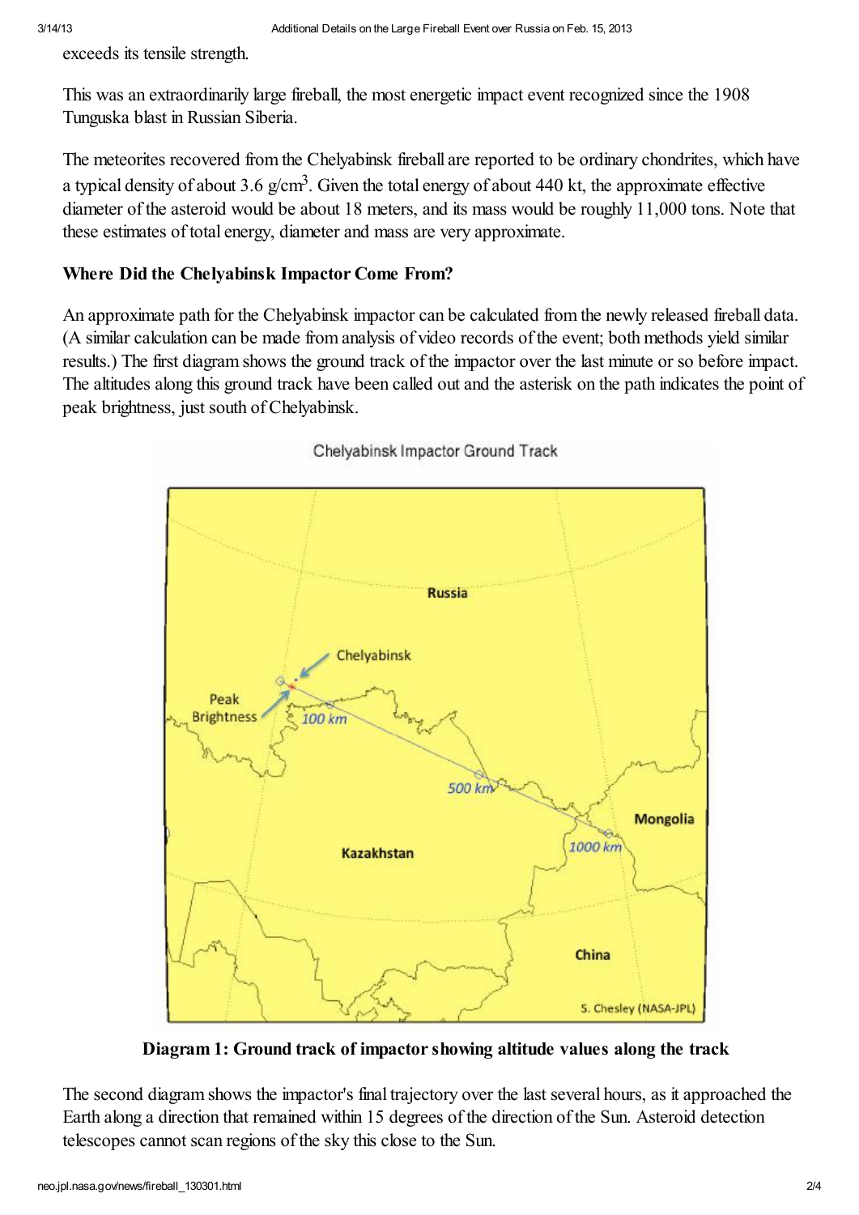exceeds its tensile strength.

This was an extraordinarily large fireball, the most energetic impact event recognized since the 1908 Tunguska blast in Russian Siberia.

The meteorites recovered from the Chelyabinsk fireball are reported to be ordinary chondrites, which have a typical density of about 3.6 g/cm$^3$. Given the total energy of about 440 kt, the approximate effective diameter of the asteroid would be about 18 meters, and its mass would be roughly 11,000 tons. Note that these estimates of total energy, diameter and mass are very approximate.

### Where Did the Chelyabinsk Impactor Come From?

An approximate path for the Chelyabinsk impactor can be calculated from the newly released fireball data. (A similar calculation can be made from analysis of video records of the event; both methods yield similar results.) The first diagram shows the ground track of the impactor over the last minute or so before impact. The altitudes along this ground track have been called out and the asterisk on the path indicates the point of peak brightness, just south of Chelyabinsk.

**Diagram 1: Ground track of impactor showing altitude values along the track**

The second diagram shows the impactor's final trajectory over the last several hours, as it approached the Earth along a direction that remained within 15 degrees of the direction of the Sun. Asteroid detection telescopes cannot scan regions of the sky this close to the Sun.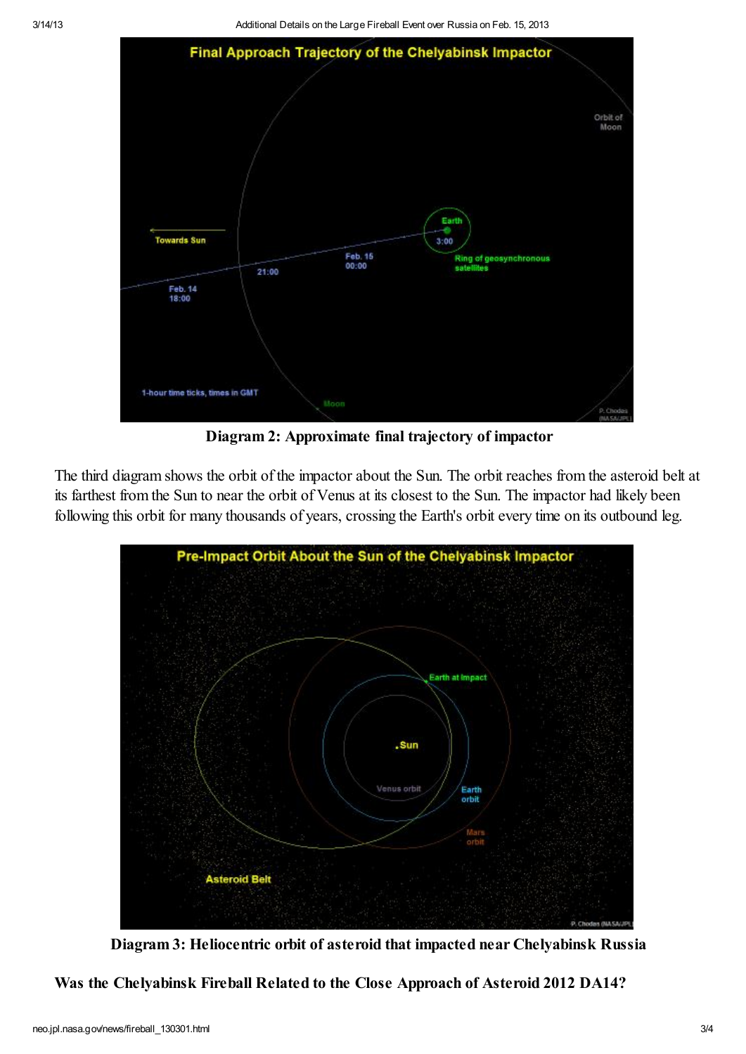**Diagram 2: Approximate final trajectory of impactor**

The third diagram shows the orbit of the impactor about the Sun. The orbit reaches from the asteroid belt at its farthest from the Sun to near the orbit of Venus at its closest to the Sun. The impactor had likely been following this orbit for many thousands of years, crossing the Earth's orbit every time on its outbound leg.

**Diagram 3: Heliocentric orbit of asteroid that impacted near Chelyabinsk Russia**

**Was the Chelyabinsk Fireball Related to the Close Approach of Asteroid 2012 DA14?**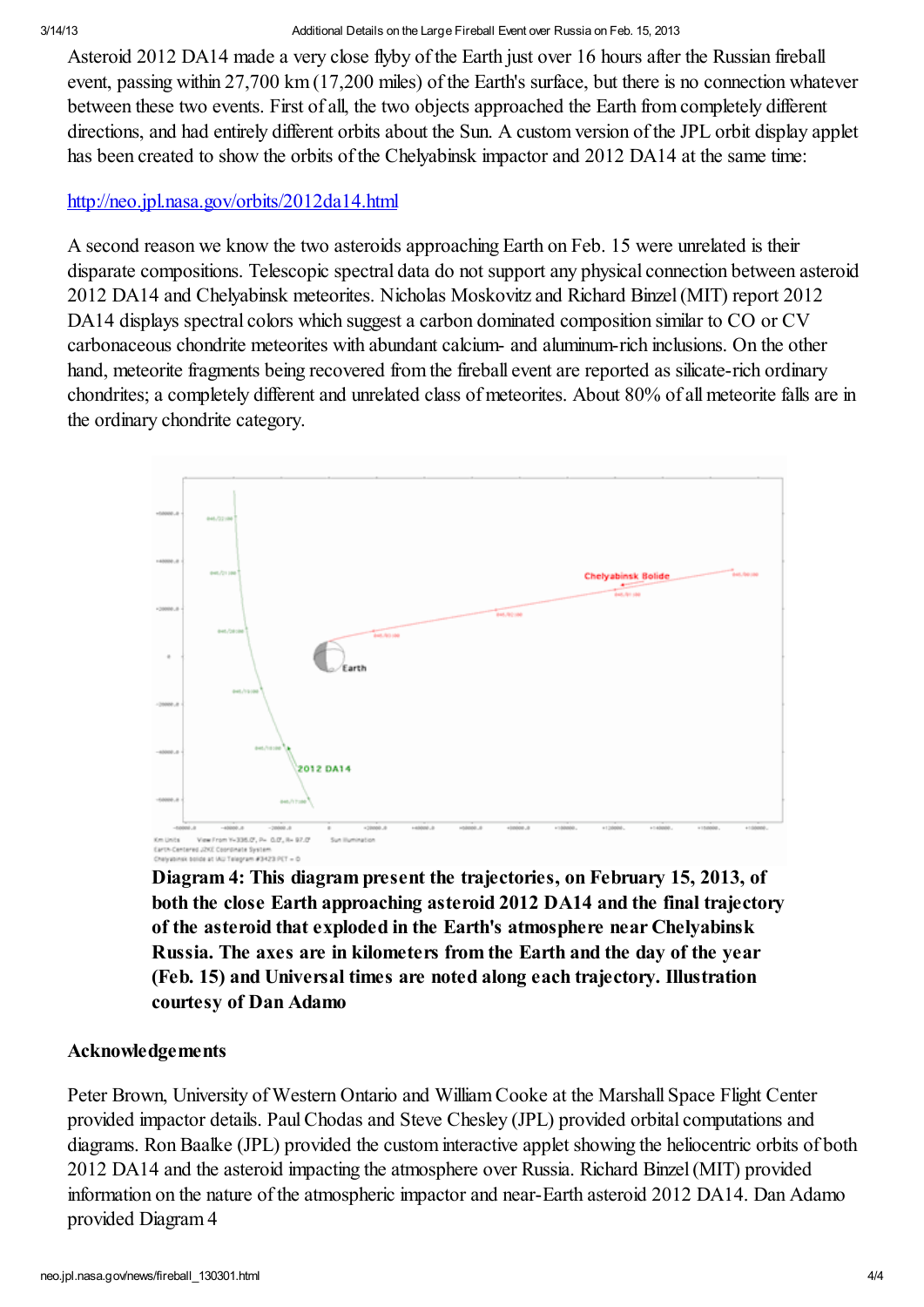Asteroid 2012 DA14 made a very close flyby of the Earth just over 16 hours after the Russian fireball event, passing within 27,700 km (17,200 miles) of the Earth's surface, but there is no connection whatever between these two events. First of all, the two objects approached the Earth from completely different directions, and had entirely different orbits about the Sun. A custom version of the JPL orbit display applet has been created to show the orbits of the Chelyabinsk impactor and 2012 DA14 at the same time:

http://neo.jpl.nasa.gov/orbits/2012da14.html

A second reason we know the two asteroids approaching Earth on Feb. 15 were unrelated is their disparate compositions. Telescopic spectral data do not support any physical connection between asteroid 2012 DA14 and Chelyabinsk meteorites. Nicholas Moskovitz and Richard Binzel (MIT) report 2012 DA14 displays spectral colors which suggest a carbon dominated composition similar to CO or CV carbonaceous chondrite meteorites with abundant calcium- and aluminum-rich inclusions. On the other hand, meteorite fragments being recovered from the fireball event are reported as silicate-rich ordinary chondrites; a completely different and unrelated class of meteorites. About 80% of all meteorite falls are in the ordinary chondrite category.

Chelyabinsk Bolide

Earth

2012 DA14

**Diagram 4: This diagram present the trajectories, on February 15, 2013, of both the close Earth approaching asteroid 2012 DA14 and the final trajectory of the asteroid that exploded in the Earth's atmosphere near Chelyabinsk Russia. The axes are in kilometers from the Earth and the day of the year (Feb. 15) and Universal times are noted along each trajectory. Illustration courtesy of Dan Adamo**

**Acknowledgements**

Peter Brown, University of Western Ontario and William Cooke at the Marshall Space Flight Center provided impactor details. Paul Chodas and Steve Chesley (JPL) provided orbital computations and diagrams. Ron Baalke (JPL) provided the custom interactive applet showing the heliocentric orbits of both 2012 DA14 and the asteroid impacting the atmosphere over Russia. Richard Binzel (MIT) provided information on the nature of the atmospheric impactor and near-Earth asteroid 2012 DA14. Dan Adamo provided Diagram 4